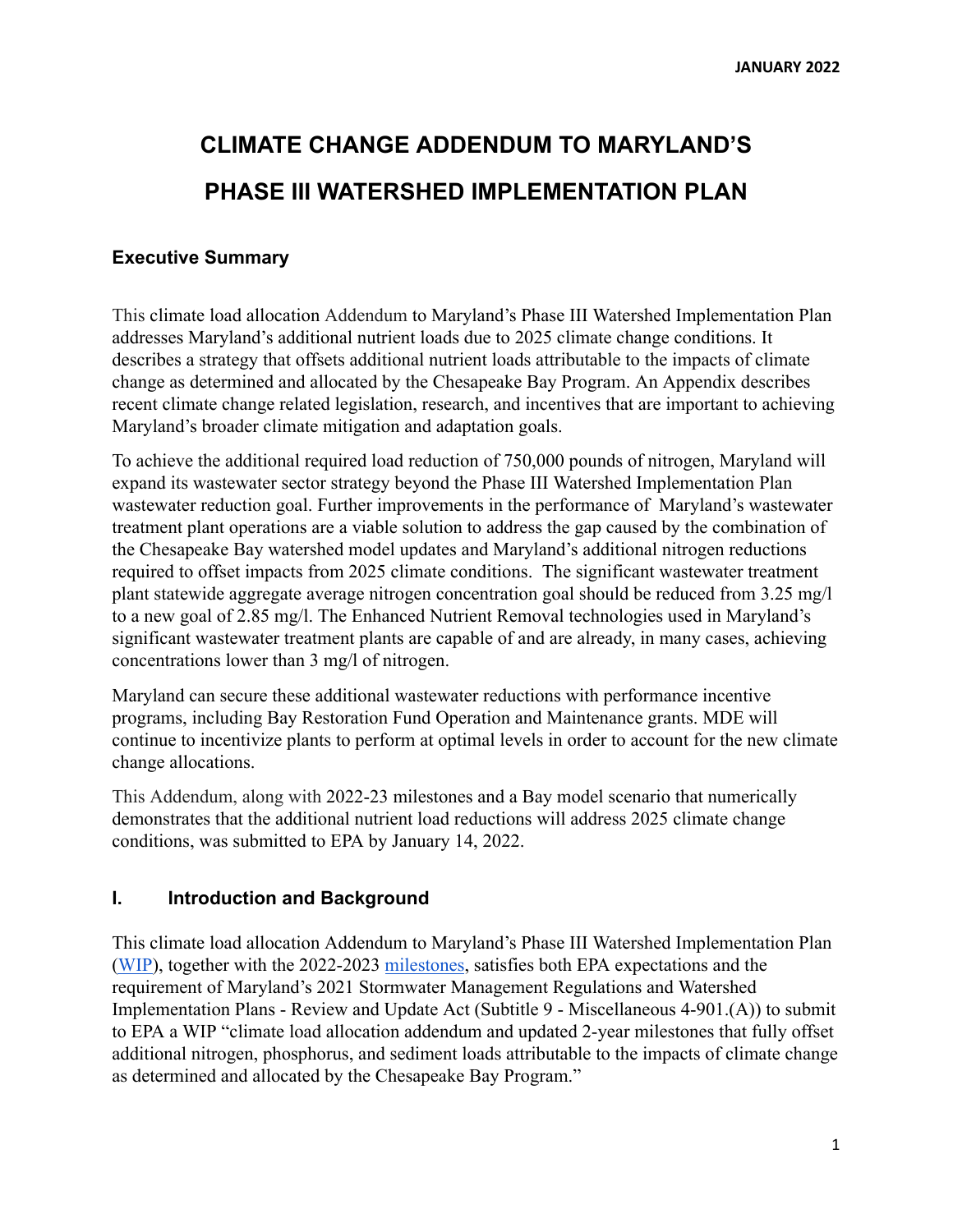# CLIMATE CHANGE ADDENDUM TO MARYLAND'S PHASE III WATERSHED IMPLEMENTATION PLAN

## Executive Summary

This climate load allocation Addendum to Maryland's Phase III Watershed Implementation Plan addresses Maryland's additional nutrient loads due to 2025 climate change conditions. It describes a strategy that offsets additional nutrient loads attributable to the impacts of climate change as determined and allocated by the Chesapeake Bay Program. An Appendix describes recent climate change related legislation, research, and incentives that are important to achieving Maryland's broader climate mitigation and adaptation goals.

To achieve the additional required load reduction of 750,000 pounds of nitrogen, Maryland will expand its wastewater sector strategy beyond the Phase III Watershed Implementation Plan wastewater reduction goal. Further improvements in the performance of Maryland's wastewater treatment plant operations are a viable solution to address the gap caused by the combination of the Chesapeake Bay watershed model updates and Maryland's additional nitrogen reductions required to offset impacts from 2025 climate conditions. The significant wastewater treatment plant statewide aggregate average nitrogen concentration goal should be reduced from 3.25 mg/l to a new goal of 2.85 mg/l. The Enhanced Nutrient Removal technologies used in Maryland's significant wastewater treatment plants are capable of and are already, in many cases, achieving concentrations lower than 3 mg/l of nitrogen.

Maryland can secure these additional wastewater reductions with performance incentive programs, including Bay Restoration Fund Operation and Maintenance grants. MDE will continue to incentivize plants to perform at optimal levels in order to account for the new climate change allocations.

This Addendum, along with 2022-23 milestones and a Bay model scenario that numerically demonstrates that the additional nutrient load reductions will address 2025 climate change conditions, was submitted to EPA by January 14, 2022.

## I. Introduction and Background

This climate load allocation Addendum to Maryland's Phase III Watershed Implementation Plan (WIP), together with the 2022-2023 milestones, satisfies both EPA expectations and the requirement of Maryland's 2021 Stormwater Management Regulations and Watershed Implementation Plans - Review and Update Act (Subtitle 9 - Miscellaneous 4-901.(A)) to submit to EPA a WIP "climate load allocation addendum and updated 2-year milestones that fully offset additional nitrogen, phosphorus, and sediment loads attributable to the impacts of climate change as determined and allocated by the Chesapeake Bay Program."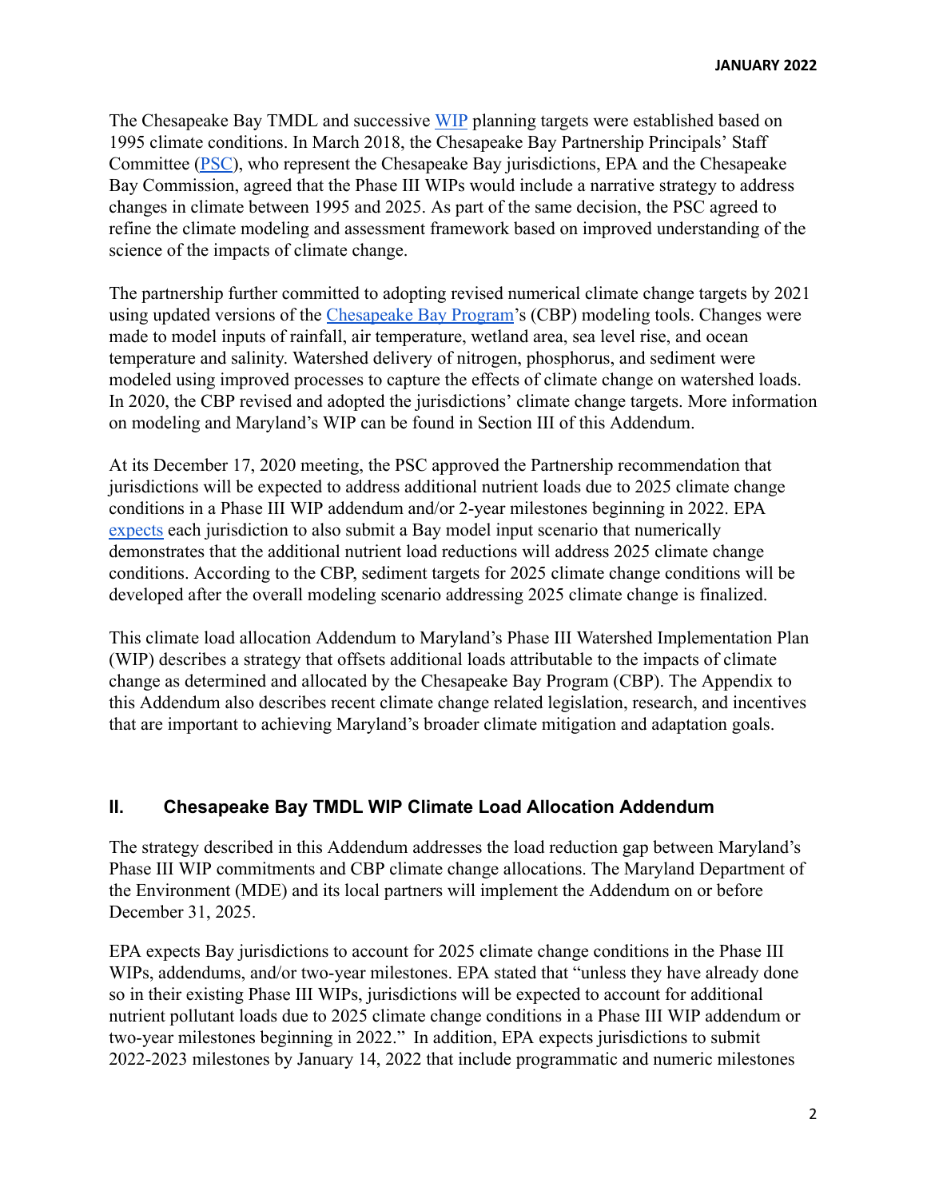The Chesapeake Bay TMDL and successive WIP planning targets were established based on 1995 climate conditions. In March 2018, the Chesapeake Bay Partnership Principals' Staff Committee (PSC), who represent the Chesapeake Bay jurisdictions, EPA and the Chesapeake Bay Commission, agreed that the Phase III WIPs would include a narrative strategy to address changes in climate between 1995 and 2025. As part of the same decision, the PSC agreed to refine the climate modeling and assessment framework based on improved understanding of the science of the impacts of climate change.

The partnership further committed to adopting revised numerical climate change targets by 2021 using updated versions of the Chesapeake Bay Program's (CBP) modeling tools. Changes were made to model inputs of rainfall, air temperature, wetland area, sea level rise, and ocean temperature and salinity. Watershed delivery of nitrogen, phosphorus, and sediment were modeled using improved processes to capture the effects of climate change on watershed loads. In 2020, the CBP revised and adopted the jurisdictions' climate change targets. More information on modeling and Maryland's WIP can be found in Section III of this Addendum.

At its December 17, 2020 meeting, the PSC approved the Partnership recommendation that jurisdictions will be expected to address additional nutrient loads due to 2025 climate change conditions in a Phase III WIP addendum and/or 2-year milestones beginning in 2022. EPA expects each jurisdiction to also submit a Bay model input scenario that numerically demonstrates that the additional nutrient load reductions will address 2025 climate change conditions. According to the CBP, sediment targets for 2025 climate change conditions will be developed after the overall modeling scenario addressing 2025 climate change is finalized.

This climate load allocation Addendum to Maryland's Phase III Watershed Implementation Plan (WIP) describes a strategy that offsets additional loads attributable to the impacts of climate change as determined and allocated by the Chesapeake Bay Program (CBP). The Appendix to this Addendum also describes recent climate change related legislation, research, and incentives that are important to achieving Maryland's broader climate mitigation and adaptation goals.

## II. Chesapeake Bay TMDL WIP Climate Load Allocation Addendum

The strategy described in this Addendum addresses the load reduction gap between Maryland's Phase III WIP commitments and CBP climate change allocations. The Maryland Department of the Environment (MDE) and its local partners will implement the Addendum on or before December 31, 2025.

EPA expects Bay jurisdictions to account for 2025 climate change conditions in the Phase III WIPs, addendums, and/or two-year milestones. EPA stated that "unless they have already done so in their existing Phase III WIPs, jurisdictions will be expected to account for additional nutrient pollutant loads due to 2025 climate change conditions in a Phase III WIP addendum or two-year milestones beginning in 2022." In addition, EPA expects jurisdictions to submit 2022-2023 milestones by January 14, 2022 that include programmatic and numeric milestones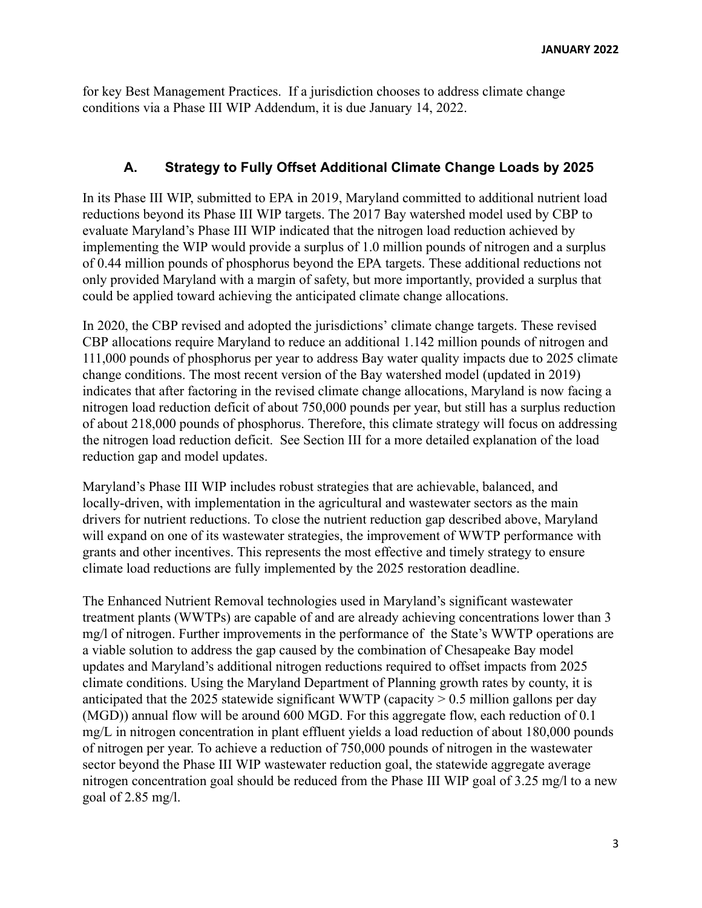for key Best Management Practices. If a jurisdiction chooses to address climate change conditions via a Phase III WIP Addendum, it is due January 14, 2022.

### A. Strategy to Fully Offset Additional Climate Change Loads by 2025

In its Phase III WIP, submitted to EPA in 2019, Maryland committed to additional nutrient load reductions beyond its Phase III WIP targets. The 2017 Bay watershed model used by CBP to evaluate Maryland's Phase III WIP indicated that the nitrogen load reduction achieved by implementing the WIP would provide a surplus of 1.0 million pounds of nitrogen and a surplus of 0.44 million pounds of phosphorus beyond the EPA targets. These additional reductions not only provided Maryland with a margin of safety, but more importantly, provided a surplus that could be applied toward achieving the anticipated climate change allocations.

In 2020, the CBP revised and adopted the jurisdictions' climate change targets. These revised CBP allocations require Maryland to reduce an additional 1.142 million pounds of nitrogen and 111,000 pounds of phosphorus per year to address Bay water quality impacts due to 2025 climate change conditions. The most recent version of the Bay watershed model (updated in 2019) indicates that after factoring in the revised climate change allocations, Maryland is now facing a nitrogen load reduction deficit of about 750,000 pounds per year, but still has a surplus reduction of about 218,000 pounds of phosphorus. Therefore, this climate strategy will focus on addressing the nitrogen load reduction deficit. See Section III for a more detailed explanation of the load reduction gap and model updates.

Maryland's Phase III WIP includes robust strategies that are achievable, balanced, and locally-driven, with implementation in the agricultural and wastewater sectors as the main drivers for nutrient reductions. To close the nutrient reduction gap described above, Maryland will expand on one of its wastewater strategies, the improvement of WWTP performance with grants and other incentives. This represents the most effective and timely strategy to ensure climate load reductions are fully implemented by the 2025 restoration deadline.

The Enhanced Nutrient Removal technologies used in Maryland's significant wastewater treatment plants (WWTPs) are capable of and are already achieving concentrations lower than 3 mg/l of nitrogen. Further improvements in the performance of the State's WWTP operations are a viable solution to address the gap caused by the combination of Chesapeake Bay model updates and Maryland's additional nitrogen reductions required to offset impacts from 2025 climate conditions. Using the Maryland Department of Planning growth rates by county, it is anticipated that the 2025 statewide significant WWTP (capacity > 0.5 million gallons per day (MGD)) annual flow will be around 600 MGD. For this aggregate flow, each reduction of 0.1 mg/L in nitrogen concentration in plant effluent yields a load reduction of about 180,000 pounds of nitrogen per year. To achieve a reduction of 750,000 pounds of nitrogen in the wastewater sector beyond the Phase III WIP wastewater reduction goal, the statewide aggregate average nitrogen concentration goal should be reduced from the Phase III WIP goal of 3.25 mg/l to a new goal of 2.85 mg/l.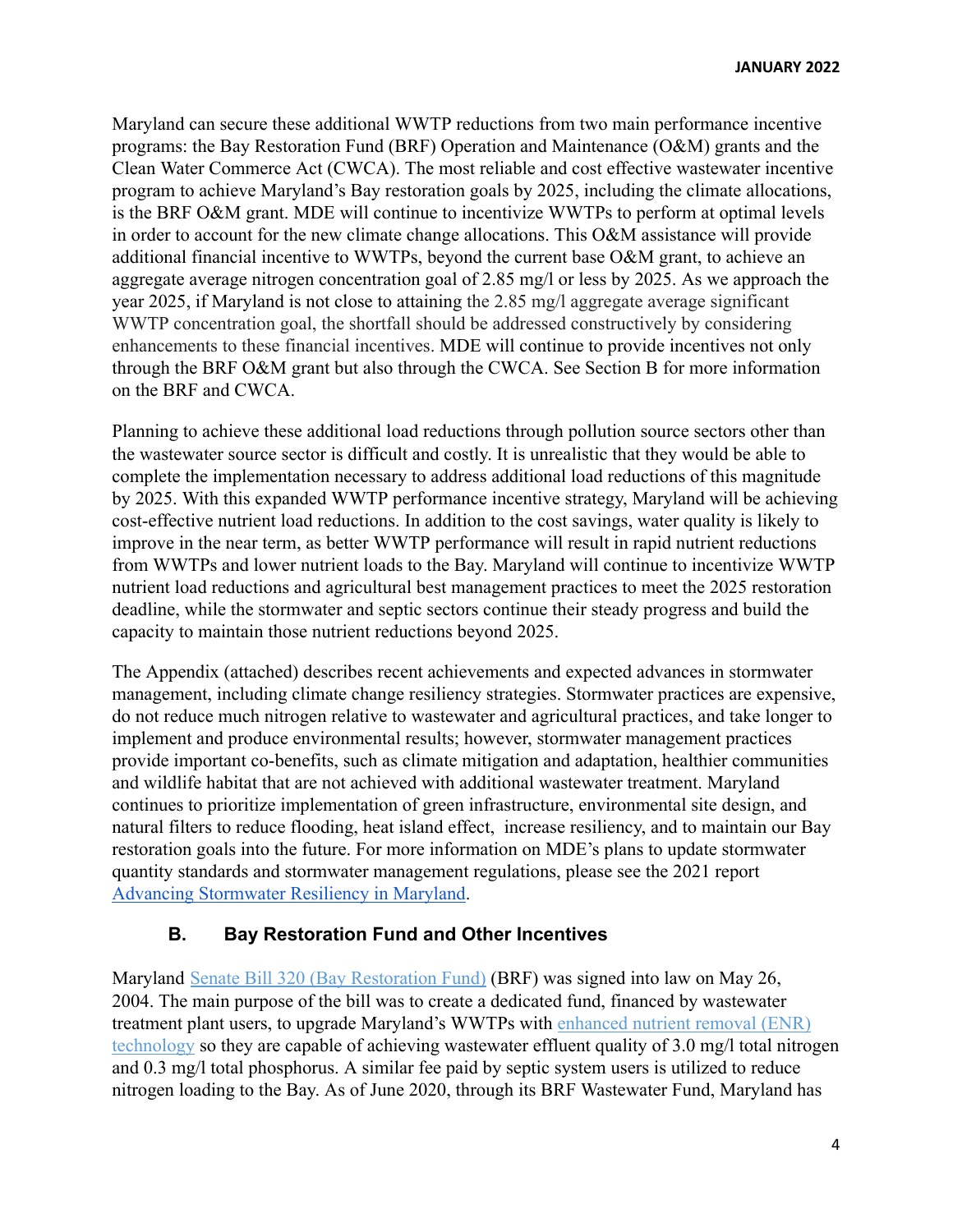Maryland can secure these additional WWTP reductions from two main performance incentive programs: the Bay Restoration Fund (BRF) Operation and Maintenance (O&M) grants and the Clean Water Commerce Act (CWCA). The most reliable and cost effective wastewater incentive program to achieve Maryland's Bay restoration goals by 2025, including the climate allocations, is the BRF O&M grant. MDE will continue to incentivize WWTPs to perform at optimal levels in order to account for the new climate change allocations. This O&M assistance will provide additional financial incentive to WWTPs, beyond the current base O&M grant, to achieve an aggregate average nitrogen concentration goal of 2.85 mg/l or less by 2025. As we approach the year 2025, if Maryland is not close to attaining the 2.85 mg/l aggregate average significant WWTP concentration goal, the shortfall should be addressed constructively by considering enhancements to these financial incentives. MDE will continue to provide incentives not only through the BRF O&M grant but also through the CWCA. See Section B for more information on the BRF and CWCA.

Planning to achieve these additional load reductions through pollution source sectors other than the wastewater source sector is difficult and costly. It is unrealistic that they would be able to complete the implementation necessary to address additional load reductions of this magnitude by 2025. With this expanded WWTP performance incentive strategy, Maryland will be achieving cost-effective nutrient load reductions. In addition to the cost savings, water quality is likely to improve in the near term, as better WWTP performance will result in rapid nutrient reductions from WWTPs and lower nutrient loads to the Bay. Maryland will continue to incentivize WWTP nutrient load reductions and agricultural best management practices to meet the 2025 restoration deadline, while the stormwater and septic sectors continue their steady progress and build the capacity to maintain those nutrient reductions beyond 2025.

The Appendix (attached) describes recent achievements and expected advances in stormwater management, including climate change resiliency strategies. Stormwater practices are expensive, do not reduce much nitrogen relative to wastewater and agricultural practices, and take longer to implement and produce environmental results; however, stormwater management practices provide important co-benefits, such as climate mitigation and adaptation, healthier communities and wildlife habitat that are not achieved with additional wastewater treatment. Maryland continues to prioritize implementation of green infrastructure, environmental site design, and natural filters to reduce flooding, heat island effect, increase resiliency, and to maintain our Bay restoration goals into the future. For more information on MDE's plans to update stormwater quantity standards and stormwater management regulations, please see the 2021 report Advancing Stormwater Resiliency in Maryland.

## B. Bay Restoration Fund and Other Incentives

Maryland Senate Bill 320 (Bay Restoration Fund) (BRF) was signed into law on May 26, 2004. The main purpose of the bill was to create a dedicated fund, financed by wastewater treatment plant users, to upgrade Maryland's WWTPs with enhanced nutrient removal (ENR) technology so they are capable of achieving wastewater effluent quality of 3.0 mg/l total nitrogen and 0.3 mg/l total phosphorus. A similar fee paid by septic system users is utilized to reduce nitrogen loading to the Bay. As of June 2020, through its BRF Wastewater Fund, Maryland has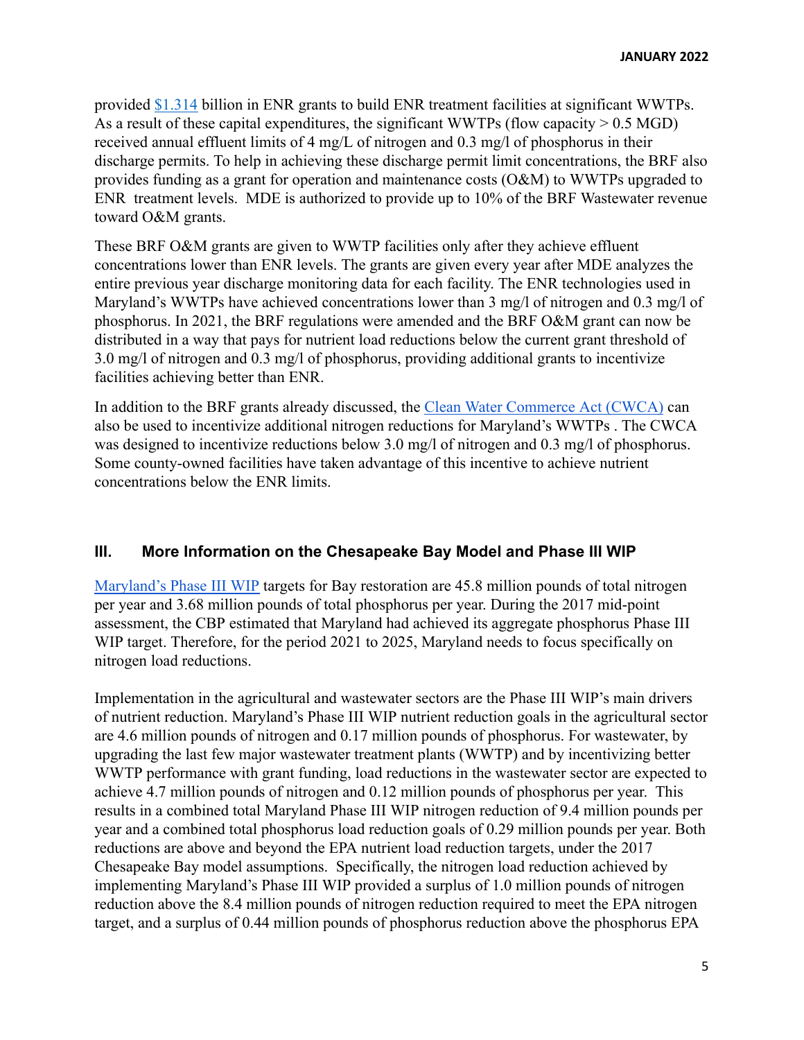provided $1.314 billion in ENR grants to build ENR treatment facilities at significant WWTPs. As a result of these capital expenditures, the significant WWTPs (flow capacity > 0.5 MGD) received annual effluent limits of 4 mg/L of nitrogen and 0.3 mg/l of phosphorus in their discharge permits. To help in achieving these discharge permit limit concentrations, the BRF also provides funding as a grant for operation and maintenance costs (O&M) to WWTPs upgraded to ENR treatment levels. MDE is authorized to provide up to 10% of the BRF Wastewater revenue toward O&M grants.

These BRF O&M grants are given to WWTP facilities only after they achieve effluent concentrations lower than ENR levels. The grants are given every year after MDE analyzes the entire previous year discharge monitoring data for each facility. The ENR technologies used in Maryland's WWTPs have achieved concentrations lower than 3 mg/l of nitrogen and 0.3 mg/l of phosphorus. In 2021, the BRF regulations were amended and the BRF O&M grant can now be distributed in a way that pays for nutrient load reductions below the current grant threshold of 3.0 mg/l of nitrogen and 0.3 mg/l of phosphorus, providing additional grants to incentivize facilities achieving better than ENR.

In addition to the BRF grants already discussed, the Clean Water Commerce Act (CWCA) can also be used to incentivize additional nitrogen reductions for Maryland's WWTPs . The CWCA was designed to incentivize reductions below 3.0 mg/l of nitrogen and 0.3 mg/l of phosphorus. Some county-owned facilities have taken advantage of this incentive to achieve nutrient concentrations below the ENR limits.

## III. More Information on the Chesapeake Bay Model and Phase III WIP

Maryland's Phase III WIP targets for Bay restoration are 45.8 million pounds of total nitrogen per year and 3.68 million pounds of total phosphorus per year. During the 2017 mid-point assessment, the CBP estimated that Maryland had achieved its aggregate phosphorus Phase III WIP target. Therefore, for the period 2021 to 2025, Maryland needs to focus specifically on nitrogen load reductions.

Implementation in the agricultural and wastewater sectors are the Phase III WIP's main drivers of nutrient reduction. Maryland's Phase III WIP nutrient reduction goals in the agricultural sector are 4.6 million pounds of nitrogen and 0.17 million pounds of phosphorus. For wastewater, by upgrading the last few major wastewater treatment plants (WWTP) and by incentivizing better WWTP performance with grant funding, load reductions in the wastewater sector are expected to achieve 4.7 million pounds of nitrogen and 0.12 million pounds of phosphorus per year. This results in a combined total Maryland Phase III WIP nitrogen reduction of 9.4 million pounds per year and a combined total phosphorus load reduction goals of 0.29 million pounds per year. Both reductions are above and beyond the EPA nutrient load reduction targets, under the 2017 Chesapeake Bay model assumptions. Specifically, the nitrogen load reduction achieved by implementing Maryland's Phase III WIP provided a surplus of 1.0 million pounds of nitrogen reduction above the 8.4 million pounds of nitrogen reduction required to meet the EPA nitrogen target, and a surplus of 0.44 million pounds of phosphorus reduction above the phosphorus EPA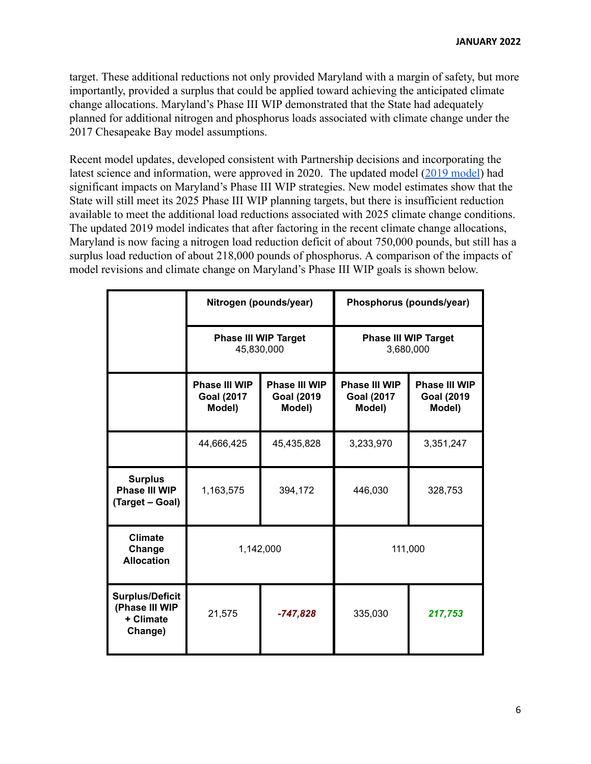target. These additional reductions not only provided Maryland with a margin of safety, but more importantly, provided a surplus that could be applied toward achieving the anticipated climate change allocations. Maryland's Phase III WIP demonstrated that the State had adequately planned for additional nitrogen and phosphorus loads associated with climate change under the 2017 Chesapeake Bay model assumptions.

Recent model updates, developed consistent with Partnership decisions and incorporating the latest science and information, were approved in 2020. The updated model (2019 model) had significant impacts on Maryland's Phase III WIP strategies. New model estimates show that the State will still meet its 2025 Phase III WIP planning targets, but there is insufficient reduction available to meet the additional load reductions associated with 2025 climate change conditions. The updated 2019 model indicates that after factoring in the recent climate change allocations, Maryland is now facing a nitrogen load reduction deficit of about 750,000 pounds, but still has a surplus load reduction of about 218,000 pounds of phosphorus. A comparison of the impacts of model revisions and climate change on Maryland's Phase III WIP goals is shown below.

| | **Nitrogen (pounds/year)** | | **Phosphorus (pounds/year)** | |
|---|---|---|---|---|
| | **Phase III WIP Target** 45,830,000 | | **Phase III WIP Target** 3,680,000 | |
| | **Phase III WIP Goal (2017 Model)** | **Phase III WIP Goal (2019 Model)** | **Phase III WIP Goal (2017 Model)** | **Phase III WIP Goal (2019 Model)** |
| | 44,666,425 | 45,435,828 | 3,233,970 | 3,351,247 |
| **Surplus Phase III WIP (Target – Goal)** | 1,163,575 | 394,172 | 446,030 | 328,753 |
| **Climate Change Allocation** | 1,142,000 | | 111,000 | |
| **Surplus/Deficit (Phase III WIP + Climate Change)** | 21,575 | ***-747,828*** | 335,030 | ***217,753*** |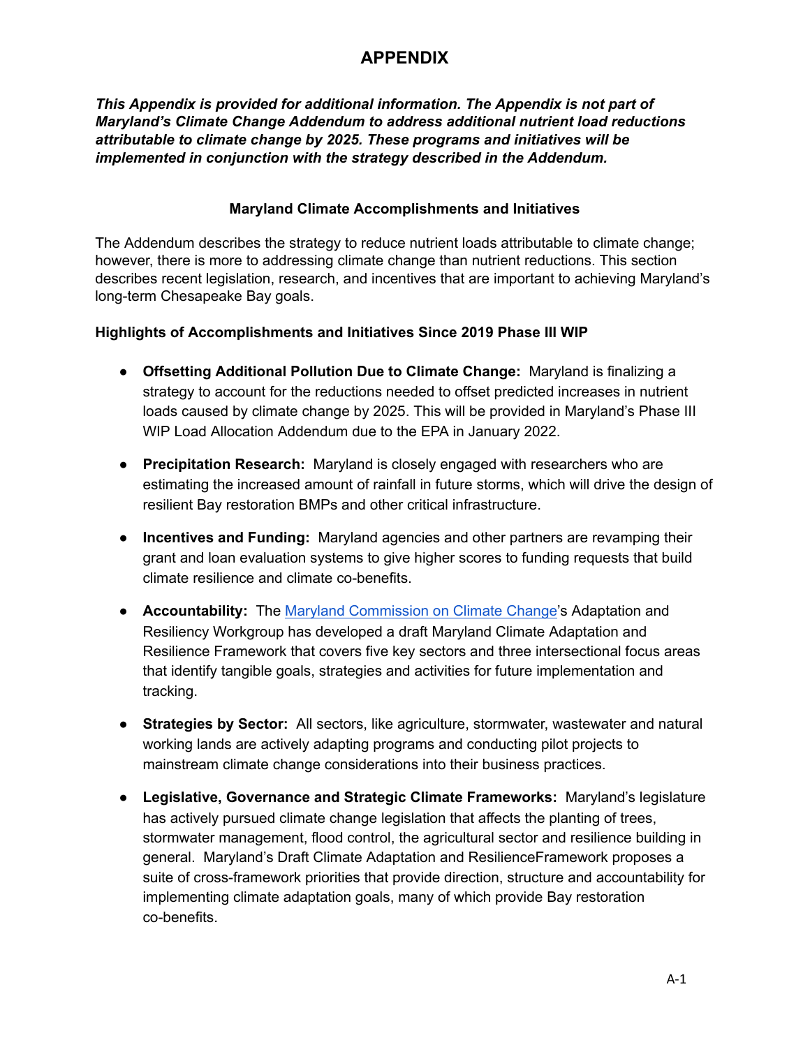# APPENDIX

***This Appendix is provided for additional information. The Appendix is not part of Maryland's Climate Change Addendum to address additional nutrient load reductions attributable to climate change by 2025. These programs and initiatives will be implemented in conjunction with the strategy described in the Addendum.***

### Maryland Climate Accomplishments and Initiatives

The Addendum describes the strategy to reduce nutrient loads attributable to climate change; however, there is more to addressing climate change than nutrient reductions. This section describes recent legislation, research, and incentives that are important to achieving Maryland's long-term Chesapeake Bay goals.

**Highlights of Accomplishments and Initiatives Since 2019 Phase III WIP**

- **Offsetting Additional Pollution Due to Climate Change:** Maryland is finalizing a strategy to account for the reductions needed to offset predicted increases in nutrient loads caused by climate change by 2025. This will be provided in Maryland's Phase III WIP Load Allocation Addendum due to the EPA in January 2022.
- **Precipitation Research:** Maryland is closely engaged with researchers who are estimating the increased amount of rainfall in future storms, which will drive the design of resilient Bay restoration BMPs and other critical infrastructure.
- **Incentives and Funding:** Maryland agencies and other partners are revamping their grant and loan evaluation systems to give higher scores to funding requests that build climate resilience and climate co-benefits.
- **Accountability:** The Maryland Commission on Climate Change's Adaptation and Resiliency Workgroup has developed a draft Maryland Climate Adaptation and Resilience Framework that covers five key sectors and three intersectional focus areas that identify tangible goals, strategies and activities for future implementation and tracking.
- **Strategies by Sector:** All sectors, like agriculture, stormwater, wastewater and natural working lands are actively adapting programs and conducting pilot projects to mainstream climate change considerations into their business practices.
- **Legislative, Governance and Strategic Climate Frameworks:** Maryland's legislature has actively pursued climate change legislation that affects the planting of trees, stormwater management, flood control, the agricultural sector and resilience building in general. Maryland's Draft Climate Adaptation and ResilienceFramework proposes a suite of cross-framework priorities that provide direction, structure and accountability for implementing climate adaptation goals, many of which provide Bay restoration co-benefits.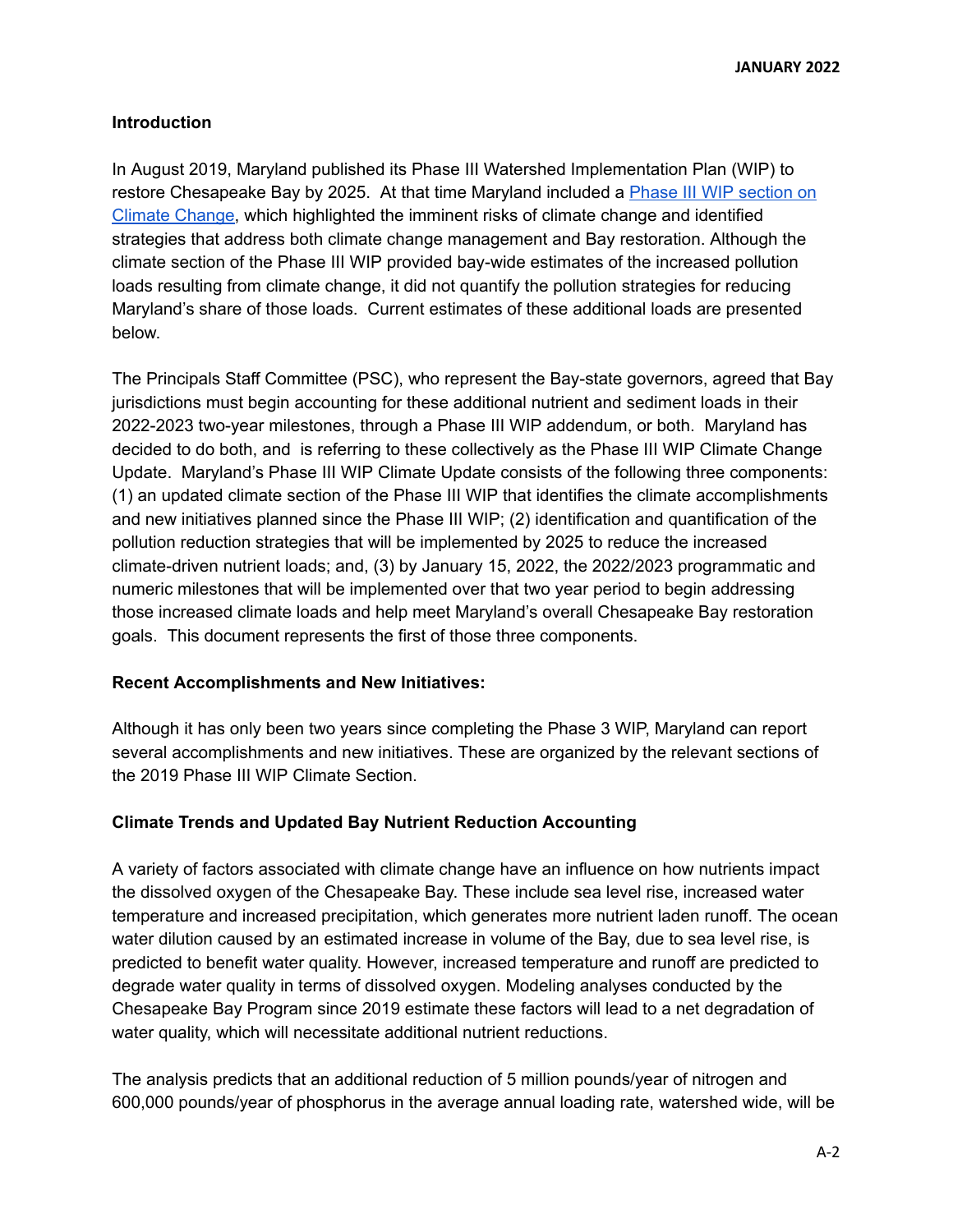### Introduction

In August 2019, Maryland published its Phase III Watershed Implementation Plan (WIP) to restore Chesapeake Bay by 2025. At that time Maryland included a [Phase III WIP section on Climate Change](), which highlighted the imminent risks of climate change and identified strategies that address both climate change management and Bay restoration. Although the climate section of the Phase III WIP provided bay-wide estimates of the increased pollution loads resulting from climate change, it did not quantify the pollution strategies for reducing Maryland's share of those loads. Current estimates of these additional loads are presented below.

The Principals Staff Committee (PSC), who represent the Bay-state governors, agreed that Bay jurisdictions must begin accounting for these additional nutrient and sediment loads in their 2022-2023 two-year milestones, through a Phase III WIP addendum, or both. Maryland has decided to do both, and is referring to these collectively as the Phase III WIP Climate Change Update. Maryland's Phase III WIP Climate Update consists of the following three components: (1) an updated climate section of the Phase III WIP that identifies the climate accomplishments and new initiatives planned since the Phase III WIP; (2) identification and quantification of the pollution reduction strategies that will be implemented by 2025 to reduce the increased climate-driven nutrient loads; and, (3) by January 15, 2022, the 2022/2023 programmatic and numeric milestones that will be implemented over that two year period to begin addressing those increased climate loads and help meet Maryland's overall Chesapeake Bay restoration goals. This document represents the first of those three components.

### Recent Accomplishments and New Initiatives:

Although it has only been two years since completing the Phase 3 WIP, Maryland can report several accomplishments and new initiatives. These are organized by the relevant sections of the 2019 Phase III WIP Climate Section.

### Climate Trends and Updated Bay Nutrient Reduction Accounting

A variety of factors associated with climate change have an influence on how nutrients impact the dissolved oxygen of the Chesapeake Bay. These include sea level rise, increased water temperature and increased precipitation, which generates more nutrient laden runoff. The ocean water dilution caused by an estimated increase in volume of the Bay, due to sea level rise, is predicted to benefit water quality. However, increased temperature and runoff are predicted to degrade water quality in terms of dissolved oxygen. Modeling analyses conducted by the Chesapeake Bay Program since 2019 estimate these factors will lead to a net degradation of water quality, which will necessitate additional nutrient reductions.

The analysis predicts that an additional reduction of 5 million pounds/year of nitrogen and 600,000 pounds/year of phosphorus in the average annual loading rate, watershed wide, will be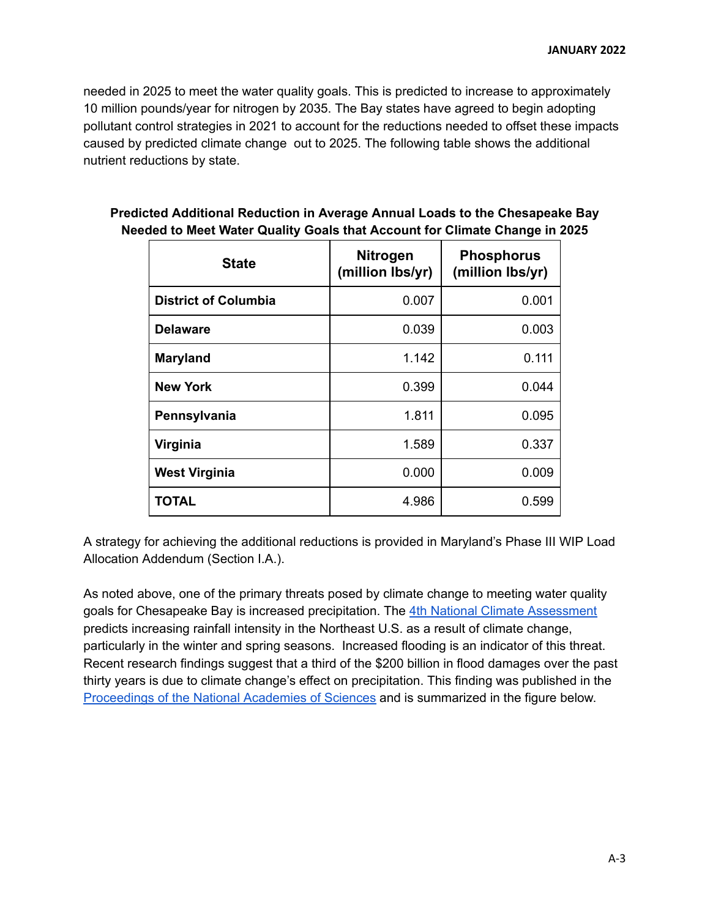needed in 2025 to meet the water quality goals. This is predicted to increase to approximately 10 million pounds/year for nitrogen by 2035. The Bay states have agreed to begin adopting pollutant control strategies in 2021 to account for the reductions needed to offset these impacts caused by predicted climate change out to 2025. The following table shows the additional nutrient reductions by state.

**Predicted Additional Reduction in Average Annual Loads to the Chesapeake Bay Needed to Meet Water Quality Goals that Account for Climate Change in 2025**

| State | Nitrogen (million lbs/yr) | Phosphorus (million lbs/yr) |
|---|---|---|
| **District of Columbia** | 0.007 | 0.001 |
| **Delaware** | 0.039 | 0.003 |
| **Maryland** | 1.142 | 0.111 |
| **New York** | 0.399 | 0.044 |
| **Pennsylvania** | 1.811 | 0.095 |
| **Virginia** | 1.589 | 0.337 |
| **West Virginia** | 0.000 | 0.009 |
| **TOTAL** | 4.986 | 0.599 |

A strategy for achieving the additional reductions is provided in Maryland's Phase III WIP Load Allocation Addendum (Section I.A.).

As noted above, one of the primary threats posed by climate change to meeting water quality goals for Chesapeake Bay is increased precipitation. The [4th National Climate Assessment](#) predicts increasing rainfall intensity in the Northeast U.S. as a result of climate change, particularly in the winter and spring seasons. Increased flooding is an indicator of this threat. Recent research findings suggest that a third of the $200 billion in flood damages over the past thirty years is due to climate change's effect on precipitation. This finding was published in the [Proceedings of the National Academies of Sciences](#) and is summarized in the figure below.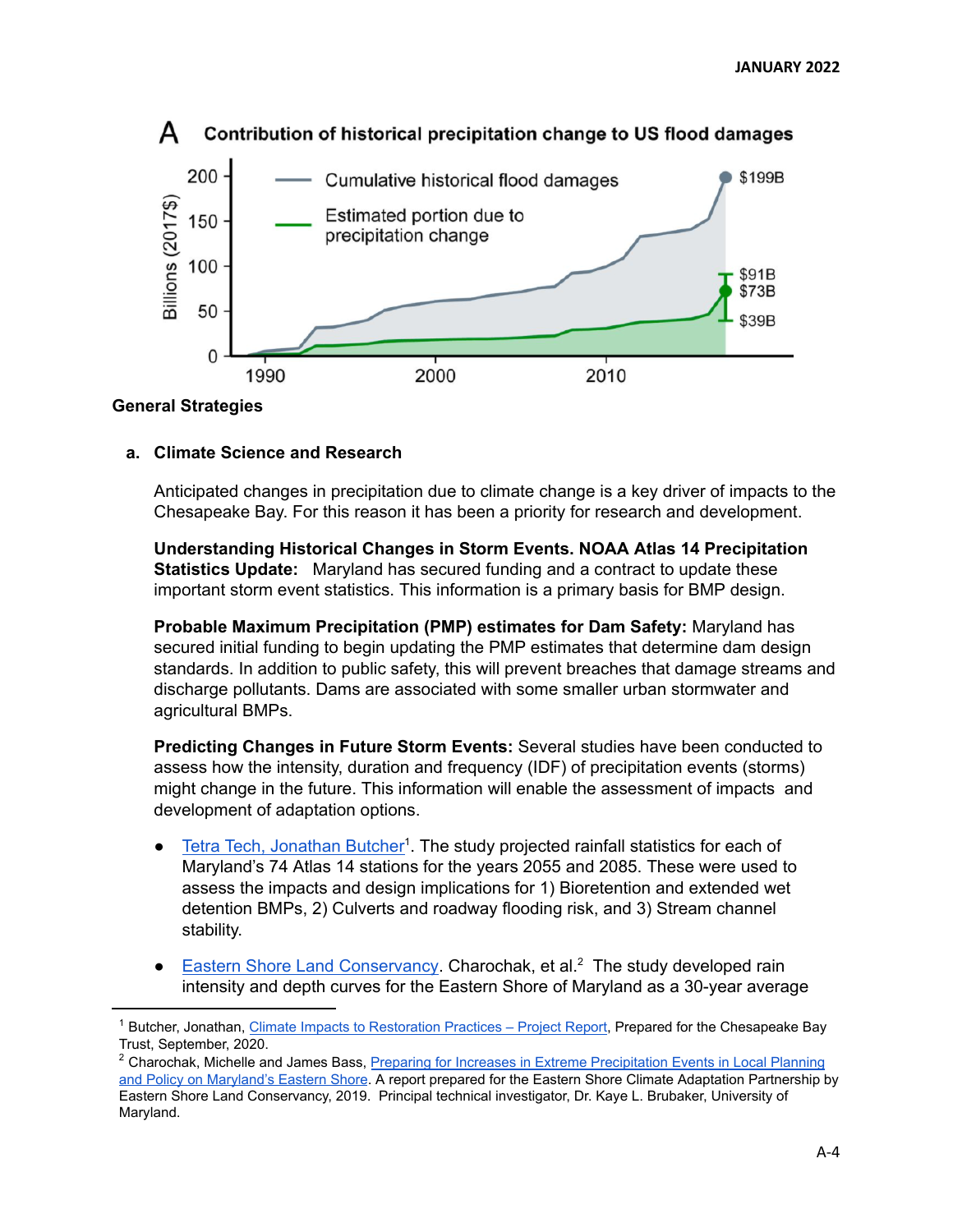A Contribution of historical precipitation change to US flood damages

## General Strategies

### a. Climate Science and Research

Anticipated changes in precipitation due to climate change is a key driver of impacts to the Chesapeake Bay. For this reason it has been a priority for research and development.

**Understanding Historical Changes in Storm Events. NOAA Atlas 14 Precipitation Statistics Update:** Maryland has secured funding and a contract to update these important storm event statistics. This information is a primary basis for BMP design.

**Probable Maximum Precipitation (PMP) estimates for Dam Safety:** Maryland has secured initial funding to begin updating the PMP estimates that determine dam design standards. In addition to public safety, this will prevent breaches that damage streams and discharge pollutants. Dams are associated with some smaller urban stormwater and agricultural BMPs.

**Predicting Changes in Future Storm Events:** Several studies have been conducted to assess how the intensity, duration and frequency (IDF) of precipitation events (storms) might change in the future. This information will enable the assessment of impacts and development of adaptation options.

- Tetra Tech, Jonathan Butcher[1]. The study projected rainfall statistics for each of Maryland's 74 Atlas 14 stations for the years 2055 and 2085. These were used to assess the impacts and design implications for 1) Bioretention and extended wet detention BMPs, 2) Culverts and roadway flooding risk, and 3) Stream channel stability.
- Eastern Shore Land Conservancy. Charochak, et al.[2] The study developed rain intensity and depth curves for the Eastern Shore of Maryland as a 30-year average

---

[1] Butcher, Jonathan, Climate Impacts to Restoration Practices – Project Report, Prepared for the Chesapeake Bay Trust, September, 2020.

[2] Charochak, Michelle and James Bass, Preparing for Increases in Extreme Precipitation Events in Local Planning and Policy on Maryland's Eastern Shore. A report prepared for the Eastern Shore Climate Adaptation Partnership by Eastern Shore Land Conservancy, 2019. Principal technical investigator, Dr. Kaye L. Brubaker, University of Maryland.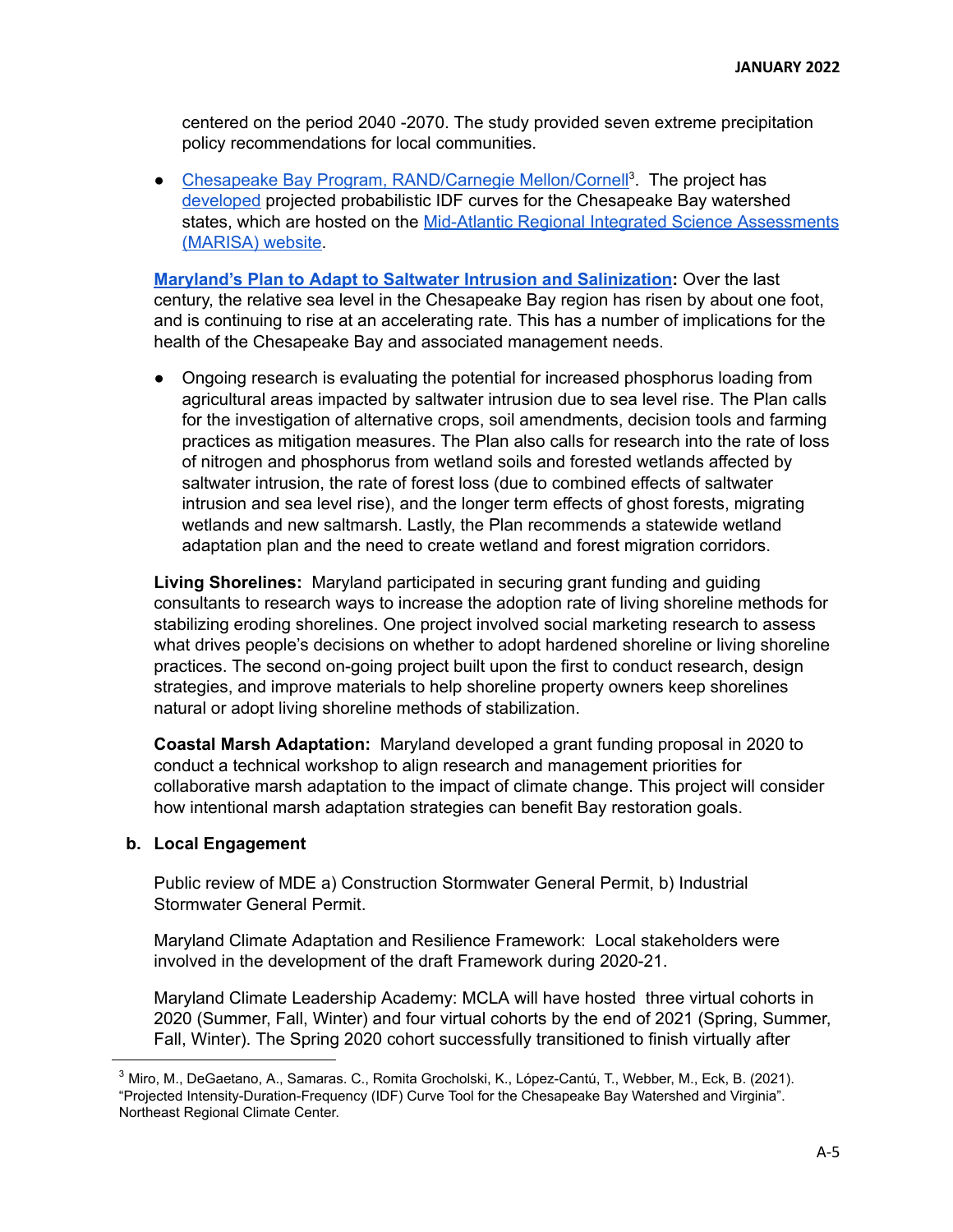centered on the period 2040 -2070. The study provided seven extreme precipitation policy recommendations for local communities.

- Chesapeake Bay Program, RAND/Carnegie Mellon/Cornell[3]. The project has developed projected probabilistic IDF curves for the Chesapeake Bay watershed states, which are hosted on the Mid-Atlantic Regional Integrated Science Assessments (MARISA) website.

**Maryland's Plan to Adapt to Saltwater Intrusion and Salinization:** Over the last century, the relative sea level in the Chesapeake Bay region has risen by about one foot, and is continuing to rise at an accelerating rate. This has a number of implications for the health of the Chesapeake Bay and associated management needs.

- Ongoing research is evaluating the potential for increased phosphorus loading from agricultural areas impacted by saltwater intrusion due to sea level rise. The Plan calls for the investigation of alternative crops, soil amendments, decision tools and farming practices as mitigation measures. The Plan also calls for research into the rate of loss of nitrogen and phosphorus from wetland soils and forested wetlands affected by saltwater intrusion, the rate of forest loss (due to combined effects of saltwater intrusion and sea level rise), and the longer term effects of ghost forests, migrating wetlands and new saltmarsh. Lastly, the Plan recommends a statewide wetland adaptation plan and the need to create wetland and forest migration corridors.

**Living Shorelines:** Maryland participated in securing grant funding and guiding consultants to research ways to increase the adoption rate of living shoreline methods for stabilizing eroding shorelines. One project involved social marketing research to assess what drives people's decisions on whether to adopt hardened shoreline or living shoreline practices. The second on-going project built upon the first to conduct research, design strategies, and improve materials to help shoreline property owners keep shorelines natural or adopt living shoreline methods of stabilization.

**Coastal Marsh Adaptation:** Maryland developed a grant funding proposal in 2020 to conduct a technical workshop to align research and management priorities for collaborative marsh adaptation to the impact of climate change. This project will consider how intentional marsh adaptation strategies can benefit Bay restoration goals.

### b. Local Engagement

Public review of MDE a) Construction Stormwater General Permit, b) Industrial Stormwater General Permit.

Maryland Climate Adaptation and Resilience Framework: Local stakeholders were involved in the development of the draft Framework during 2020-21.

Maryland Climate Leadership Academy: MCLA will have hosted three virtual cohorts in 2020 (Summer, Fall, Winter) and four virtual cohorts by the end of 2021 (Spring, Summer, Fall, Winter). The Spring 2020 cohort successfully transitioned to finish virtually after

[3] Miro, M., DeGaetano, A., Samaras. C., Romita Grocholski, K., López-Cantú, T., Webber, M., Eck, B. (2021). "Projected Intensity-Duration-Frequency (IDF) Curve Tool for the Chesapeake Bay Watershed and Virginia". Northeast Regional Climate Center.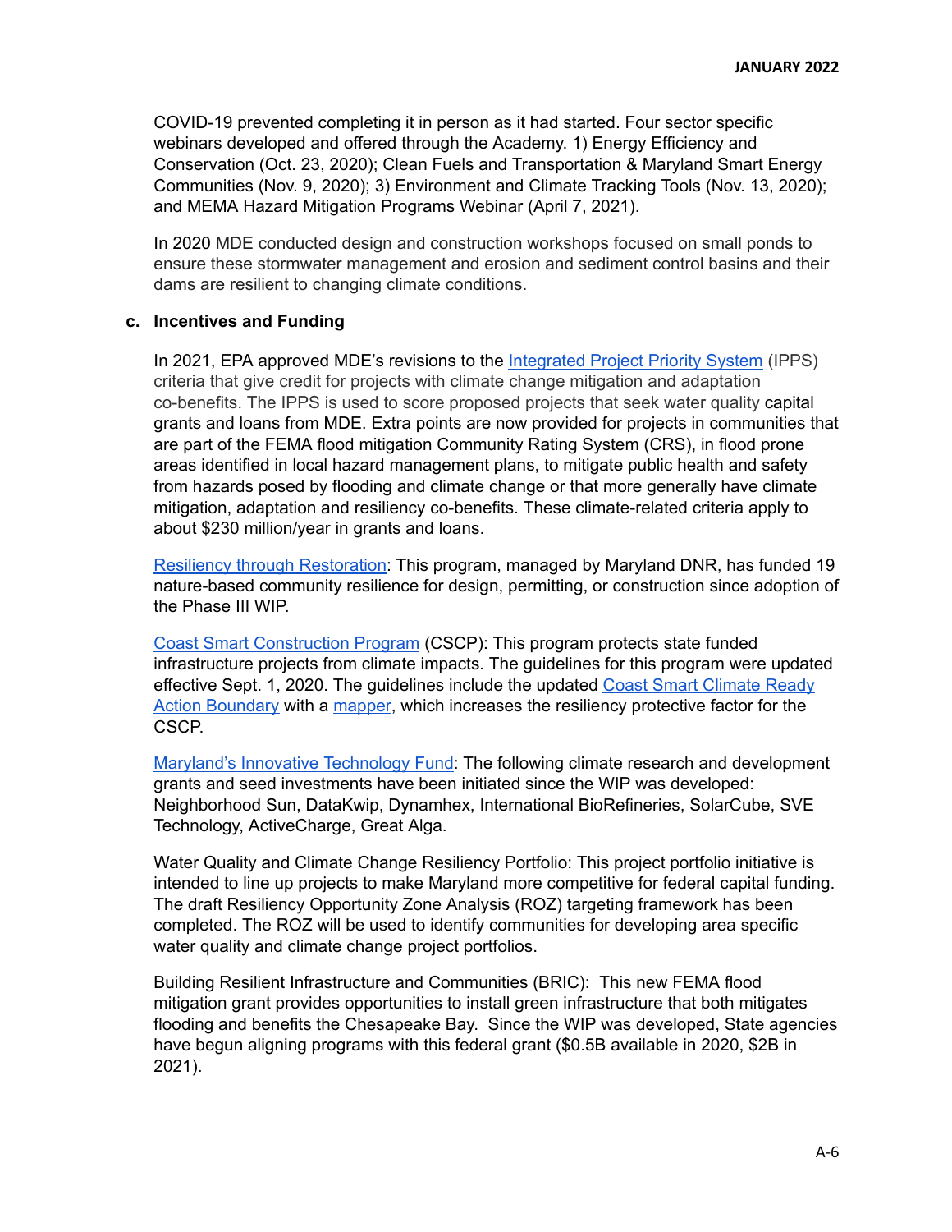COVID-19 prevented completing it in person as it had started. Four sector specific webinars developed and offered through the Academy. 1) Energy Efficiency and Conservation (Oct. 23, 2020); Clean Fuels and Transportation & Maryland Smart Energy Communities (Nov. 9, 2020); 3) Environment and Climate Tracking Tools (Nov. 13, 2020); and MEMA Hazard Mitigation Programs Webinar (April 7, 2021).

In 2020 MDE conducted design and construction workshops focused on small ponds to ensure these stormwater management and erosion and sediment control basins and their dams are resilient to changing climate conditions.

### c. Incentives and Funding

In 2021, EPA approved MDE's revisions to the Integrated Project Priority System (IPPS) criteria that give credit for projects with climate change mitigation and adaptation co-benefits. The IPPS is used to score proposed projects that seek water quality capital grants and loans from MDE. Extra points are now provided for projects in communities that are part of the FEMA flood mitigation Community Rating System (CRS), in flood prone areas identified in local hazard management plans, to mitigate public health and safety from hazards posed by flooding and climate change or that more generally have climate mitigation, adaptation and resiliency co-benefits. These climate-related criteria apply to about $230 million/year in grants and loans.

Resiliency through Restoration: This program, managed by Maryland DNR, has funded 19 nature-based community resilience for design, permitting, or construction since adoption of the Phase III WIP.

Coast Smart Construction Program (CSCP): This program protects state funded infrastructure projects from climate impacts. The guidelines for this program were updated effective Sept. 1, 2020. The guidelines include the updated Coast Smart Climate Ready Action Boundary with a mapper, which increases the resiliency protective factor for the CSCP.

Maryland's Innovative Technology Fund: The following climate research and development grants and seed investments have been initiated since the WIP was developed: Neighborhood Sun, DataKwip, Dynamhex, International BioRefineries, SolarCube, SVE Technology, ActiveCharge, Great Alga.

Water Quality and Climate Change Resiliency Portfolio: This project portfolio initiative is intended to line up projects to make Maryland more competitive for federal capital funding. The draft Resiliency Opportunity Zone Analysis (ROZ) targeting framework has been completed. The ROZ will be used to identify communities for developing area specific water quality and climate change project portfolios.

Building Resilient Infrastructure and Communities (BRIC): This new FEMA flood mitigation grant provides opportunities to install green infrastructure that both mitigates flooding and benefits the Chesapeake Bay. Since the WIP was developed, State agencies have begun aligning programs with this federal grant ($0.5B available in 2020, $2B in 2021).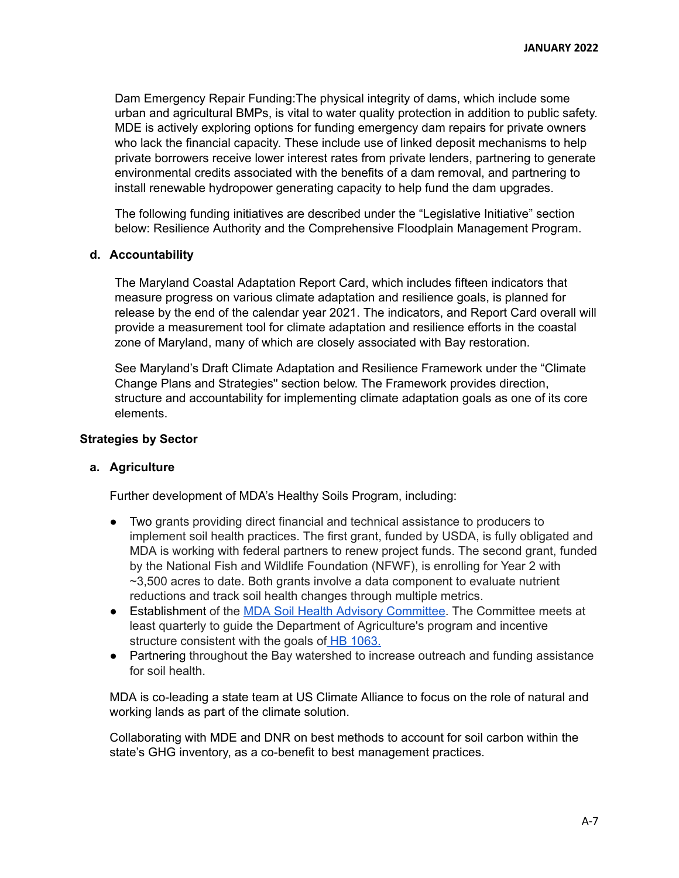Dam Emergency Repair Funding:The physical integrity of dams, which include some urban and agricultural BMPs, is vital to water quality protection in addition to public safety. MDE is actively exploring options for funding emergency dam repairs for private owners who lack the financial capacity. These include use of linked deposit mechanisms to help private borrowers receive lower interest rates from private lenders, partnering to generate environmental credits associated with the benefits of a dam removal, and partnering to install renewable hydropower generating capacity to help fund the dam upgrades.

The following funding initiatives are described under the "Legislative Initiative" section below: Resilience Authority and the Comprehensive Floodplain Management Program.

### d. Accountability

The Maryland Coastal Adaptation Report Card, which includes fifteen indicators that measure progress on various climate adaptation and resilience goals, is planned for release by the end of the calendar year 2021. The indicators, and Report Card overall will provide a measurement tool for climate adaptation and resilience efforts in the coastal zone of Maryland, many of which are closely associated with Bay restoration.

See Maryland's Draft Climate Adaptation and Resilience Framework under the "Climate Change Plans and Strategies" section below. The Framework provides direction, structure and accountability for implementing climate adaptation goals as one of its core elements.

## Strategies by Sector

### a. Agriculture

Further development of MDA's Healthy Soils Program, including:

- Two grants providing direct financial and technical assistance to producers to implement soil health practices. The first grant, funded by USDA, is fully obligated and MDA is working with federal partners to renew project funds. The second grant, funded by the National Fish and Wildlife Foundation (NFWF), is enrolling for Year 2 with ~3,500 acres to date. Both grants involve a data component to evaluate nutrient reductions and track soil health changes through multiple metrics.
- Establishment of the MDA Soil Health Advisory Committee. The Committee meets at least quarterly to guide the Department of Agriculture's program and incentive structure consistent with the goals of HB 1063.
- Partnering throughout the Bay watershed to increase outreach and funding assistance for soil health.

MDA is co-leading a state team at US Climate Alliance to focus on the role of natural and working lands as part of the climate solution.

Collaborating with MDE and DNR on best methods to account for soil carbon within the state's GHG inventory, as a co-benefit to best management practices.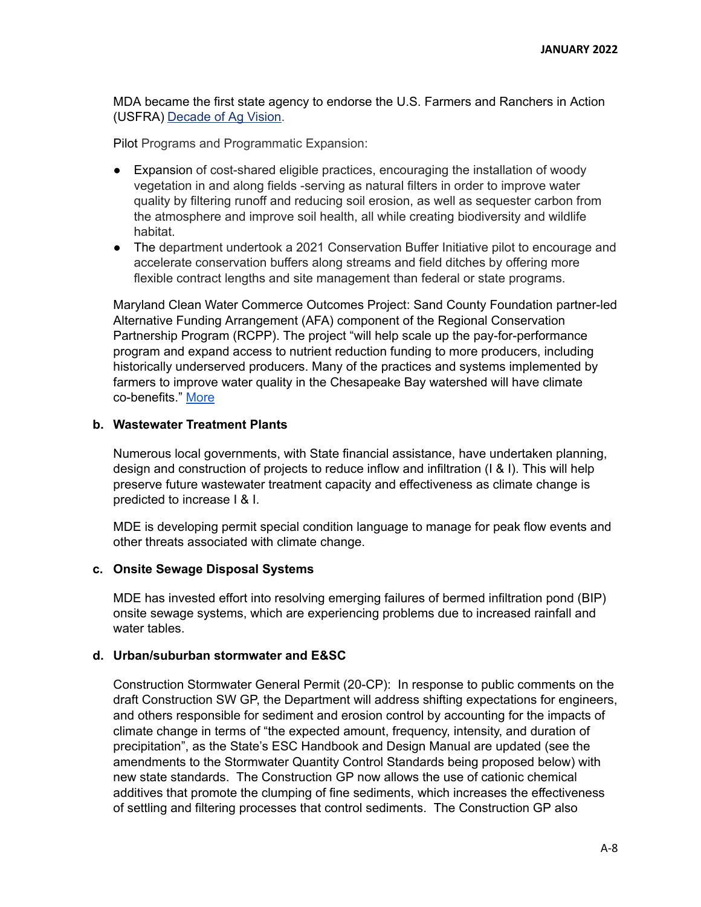MDA became the first state agency to endorse the U.S. Farmers and Ranchers in Action (USFRA) [Decade of Ag Vision](#).

Pilot Programs and Programmatic Expansion:

- Expansion of cost-shared eligible practices, encouraging the installation of woody vegetation in and along fields -serving as natural filters in order to improve water quality by filtering runoff and reducing soil erosion, as well as sequester carbon from the atmosphere and improve soil health, all while creating biodiversity and wildlife habitat.
- The department undertook a 2021 Conservation Buffer Initiative pilot to encourage and accelerate conservation buffers along streams and field ditches by offering more flexible contract lengths and site management than federal or state programs.

Maryland Clean Water Commerce Outcomes Project: Sand County Foundation partner-led Alternative Funding Arrangement (AFA) component of the Regional Conservation Partnership Program (RCPP). The project "will help scale up the pay-for-performance program and expand access to nutrient reduction funding to more producers, including historically underserved producers. Many of the practices and systems implemented by farmers to improve water quality in the Chesapeake Bay watershed will have climate co-benefits." [More](#)

**b. Wastewater Treatment Plants**

Numerous local governments, with State financial assistance, have undertaken planning, design and construction of projects to reduce inflow and infiltration (I & I). This will help preserve future wastewater treatment capacity and effectiveness as climate change is predicted to increase I & I.

MDE is developing permit special condition language to manage for peak flow events and other threats associated with climate change.

**c. Onsite Sewage Disposal Systems**

MDE has invested effort into resolving emerging failures of bermed infiltration pond (BIP) onsite sewage systems, which are experiencing problems due to increased rainfall and water tables.

**d. Urban/suburban stormwater and E&SC**

Construction Stormwater General Permit (20-CP): In response to public comments on the draft Construction SW GP, the Department will address shifting expectations for engineers, and others responsible for sediment and erosion control by accounting for the impacts of climate change in terms of "the expected amount, frequency, intensity, and duration of precipitation", as the State's ESC Handbook and Design Manual are updated (see the amendments to the Stormwater Quantity Control Standards being proposed below) with new state standards. The Construction GP now allows the use of cationic chemical additives that promote the clumping of fine sediments, which increases the effectiveness of settling and filtering processes that control sediments. The Construction GP also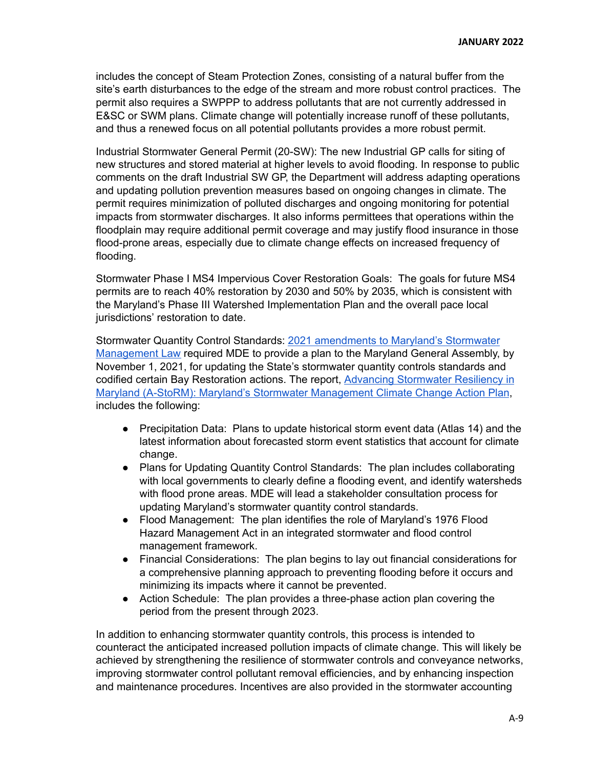includes the concept of Steam Protection Zones, consisting of a natural buffer from the site's earth disturbances to the edge of the stream and more robust control practices. The permit also requires a SWPPP to address pollutants that are not currently addressed in E&SC or SWM plans. Climate change will potentially increase runoff of these pollutants, and thus a renewed focus on all potential pollutants provides a more robust permit.

Industrial Stormwater General Permit (20-SW): The new Industrial GP calls for siting of new structures and stored material at higher levels to avoid flooding. In response to public comments on the draft Industrial SW GP, the Department will address adapting operations and updating pollution prevention measures based on ongoing changes in climate. The permit requires minimization of polluted discharges and ongoing monitoring for potential impacts from stormwater discharges. It also informs permittees that operations within the floodplain may require additional permit coverage and may justify flood insurance in those flood-prone areas, especially due to climate change effects on increased frequency of flooding.

Stormwater Phase I MS4 Impervious Cover Restoration Goals: The goals for future MS4 permits are to reach 40% restoration by 2030 and 50% by 2035, which is consistent with the Maryland's Phase III Watershed Implementation Plan and the overall pace local jurisdictions' restoration to date.

Stormwater Quantity Control Standards: [2021 amendments to Maryland's Stormwater Management Law] required MDE to provide a plan to the Maryland General Assembly, by November 1, 2021, for updating the State's stormwater quantity controls standards and codified certain Bay Restoration actions. The report, [Advancing Stormwater Resiliency in Maryland (A-StoRM): Maryland's Stormwater Management Climate Change Action Plan], includes the following:

- Precipitation Data: Plans to update historical storm event data (Atlas 14) and the latest information about forecasted storm event statistics that account for climate change.
- Plans for Updating Quantity Control Standards: The plan includes collaborating with local governments to clearly define a flooding event, and identify watersheds with flood prone areas. MDE will lead a stakeholder consultation process for updating Maryland's stormwater quantity control standards.
- Flood Management: The plan identifies the role of Maryland's 1976 Flood Hazard Management Act in an integrated stormwater and flood control management framework.
- Financial Considerations: The plan begins to lay out financial considerations for a comprehensive planning approach to preventing flooding before it occurs and minimizing its impacts where it cannot be prevented.
- Action Schedule: The plan provides a three-phase action plan covering the period from the present through 2023.

In addition to enhancing stormwater quantity controls, this process is intended to counteract the anticipated increased pollution impacts of climate change. This will likely be achieved by strengthening the resilience of stormwater controls and conveyance networks, improving stormwater control pollutant removal efficiencies, and by enhancing inspection and maintenance procedures. Incentives are also provided in the stormwater accounting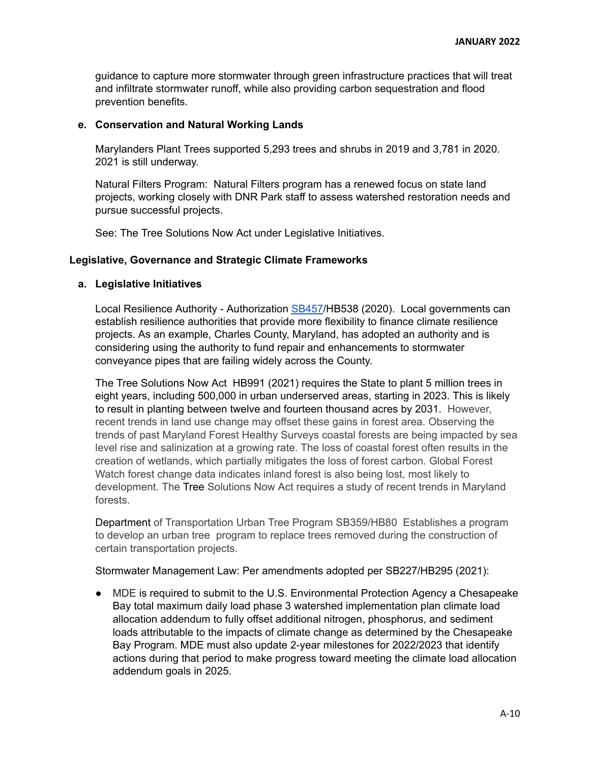guidance to capture more stormwater through green infrastructure practices that will treat and infiltrate stormwater runoff, while also providing carbon sequestration and flood prevention benefits.

**e. Conservation and Natural Working Lands**

Marylanders Plant Trees supported 5,293 trees and shrubs in 2019 and 3,781 in 2020. 2021 is still underway.

Natural Filters Program: Natural Filters program has a renewed focus on state land projects, working closely with DNR Park staff to assess watershed restoration needs and pursue successful projects.

See: The Tree Solutions Now Act under Legislative Initiatives.

### Legislative, Governance and Strategic Climate Frameworks

**a. Legislative Initiatives**

Local Resilience Authority - Authorization SB457/HB538 (2020). Local governments can establish resilience authorities that provide more flexibility to finance climate resilience projects. As an example, Charles County, Maryland, has adopted an authority and is considering using the authority to fund repair and enhancements to stormwater conveyance pipes that are failing widely across the County.

The Tree Solutions Now Act HB991 (2021) requires the State to plant 5 million trees in eight years, including 500,000 in urban underserved areas, starting in 2023. This is likely to result in planting between twelve and fourteen thousand acres by 2031. However, recent trends in land use change may offset these gains in forest area. Observing the trends of past Maryland Forest Healthy Surveys coastal forests are being impacted by sea level rise and salinization at a growing rate. The loss of coastal forest often results in the creation of wetlands, which partially mitigates the loss of forest carbon. Global Forest Watch forest change data indicates inland forest is also being lost, most likely to development. The Tree Solutions Now Act requires a study of recent trends in Maryland forests.

Department of Transportation Urban Tree Program SB359/HB80 Establishes a program to develop an urban tree program to replace trees removed during the construction of certain transportation projects.

Stormwater Management Law: Per amendments adopted per SB227/HB295 (2021):

- MDE is required to submit to the U.S. Environmental Protection Agency a Chesapeake Bay total maximum daily load phase 3 watershed implementation plan climate load allocation addendum to fully offset additional nitrogen, phosphorus, and sediment loads attributable to the impacts of climate change as determined by the Chesapeake Bay Program. MDE must also update 2-year milestones for 2022/2023 that identify actions during that period to make progress toward meeting the climate load allocation addendum goals in 2025.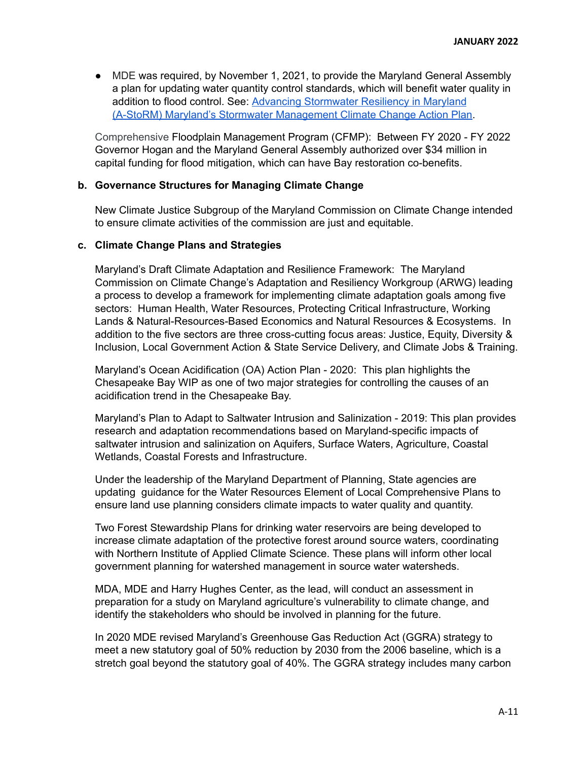- MDE was required, by November 1, 2021, to provide the Maryland General Assembly a plan for updating water quantity control standards, which will benefit water quality in addition to flood control. See: [Advancing Stormwater Resiliency in Maryland (A-StoRM) Maryland's Stormwater Management Climate Change Action Plan]().

Comprehensive Floodplain Management Program (CFMP): Between FY 2020 - FY 2022 Governor Hogan and the Maryland General Assembly authorized over $34 million in capital funding for flood mitigation, which can have Bay restoration co-benefits.

**b. Governance Structures for Managing Climate Change**

New Climate Justice Subgroup of the Maryland Commission on Climate Change intended to ensure climate activities of the commission are just and equitable.

**c. Climate Change Plans and Strategies**

Maryland's Draft Climate Adaptation and Resilience Framework: The Maryland Commission on Climate Change's Adaptation and Resiliency Workgroup (ARWG) leading a process to develop a framework for implementing climate adaptation goals among five sectors: Human Health, Water Resources, Protecting Critical Infrastructure, Working Lands & Natural-Resources-Based Economics and Natural Resources & Ecosystems. In addition to the five sectors are three cross-cutting focus areas: Justice, Equity, Diversity & Inclusion, Local Government Action & State Service Delivery, and Climate Jobs & Training.

Maryland's Ocean Acidification (OA) Action Plan - 2020: This plan highlights the Chesapeake Bay WIP as one of two major strategies for controlling the causes of an acidification trend in the Chesapeake Bay.

Maryland's Plan to Adapt to Saltwater Intrusion and Salinization - 2019: This plan provides research and adaptation recommendations based on Maryland-specific impacts of saltwater intrusion and salinization on Aquifers, Surface Waters, Agriculture, Coastal Wetlands, Coastal Forests and Infrastructure.

Under the leadership of the Maryland Department of Planning, State agencies are updating guidance for the Water Resources Element of Local Comprehensive Plans to ensure land use planning considers climate impacts to water quality and quantity.

Two Forest Stewardship Plans for drinking water reservoirs are being developed to increase climate adaptation of the protective forest around source waters, coordinating with Northern Institute of Applied Climate Science. These plans will inform other local government planning for watershed management in source water watersheds.

MDA, MDE and Harry Hughes Center, as the lead, will conduct an assessment in preparation for a study on Maryland agriculture's vulnerability to climate change, and identify the stakeholders who should be involved in planning for the future.

In 2020 MDE revised Maryland's Greenhouse Gas Reduction Act (GGRA) strategy to meet a new statutory goal of 50% reduction by 2030 from the 2006 baseline, which is a stretch goal beyond the statutory goal of 40%. The GGRA strategy includes many carbon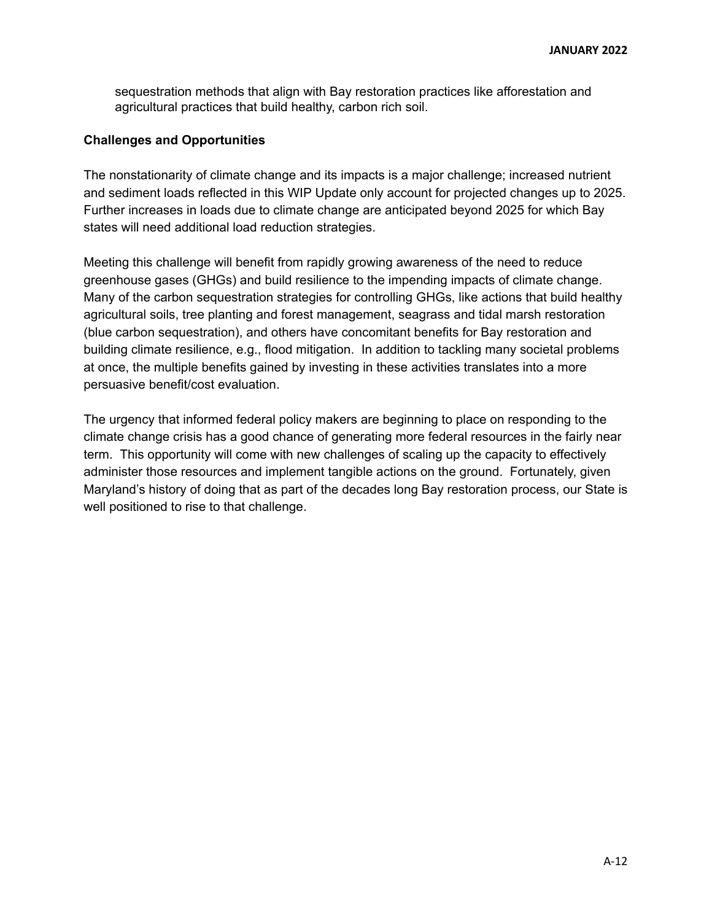sequestration methods that align with Bay restoration practices like afforestation and agricultural practices that build healthy, carbon rich soil.

**Challenges and Opportunities**

The nonstationarity of climate change and its impacts is a major challenge; increased nutrient and sediment loads reflected in this WIP Update only account for projected changes up to 2025. Further increases in loads due to climate change are anticipated beyond 2025 for which Bay states will need additional load reduction strategies.

Meeting this challenge will benefit from rapidly growing awareness of the need to reduce greenhouse gases (GHGs) and build resilience to the impending impacts of climate change. Many of the carbon sequestration strategies for controlling GHGs, like actions that build healthy agricultural soils, tree planting and forest management, seagrass and tidal marsh restoration (blue carbon sequestration), and others have concomitant benefits for Bay restoration and building climate resilience, e.g., flood mitigation. In addition to tackling many societal problems at once, the multiple benefits gained by investing in these activities translates into a more persuasive benefit/cost evaluation.

The urgency that informed federal policy makers are beginning to place on responding to the climate change crisis has a good chance of generating more federal resources in the fairly near term. This opportunity will come with new challenges of scaling up the capacity to effectively administer those resources and implement tangible actions on the ground. Fortunately, given Maryland's history of doing that as part of the decades long Bay restoration process, our State is well positioned to rise to that challenge.